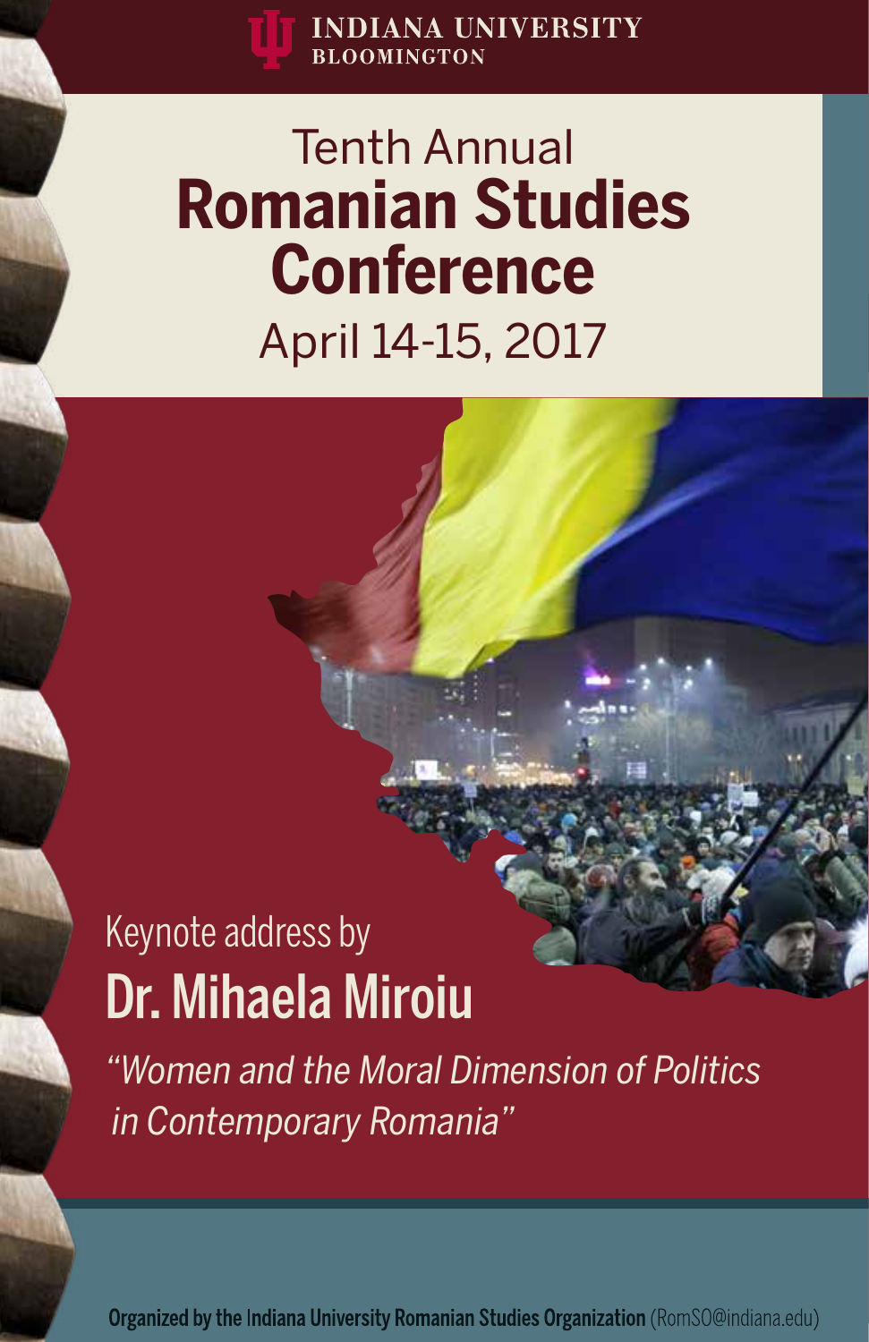INDIANA UNIVERSITY
BLOOMINGTON

# Tenth Annual Romanian Studies Conference

## April 14-15, 2017

Keynote address by

## Dr. Mihaela Miroiu

*"Women and the Moral Dimension of Politics in Contemporary Romania"*

**Organized by the Indiana University Romanian Studies Organization** (RomSO@indiana.edu)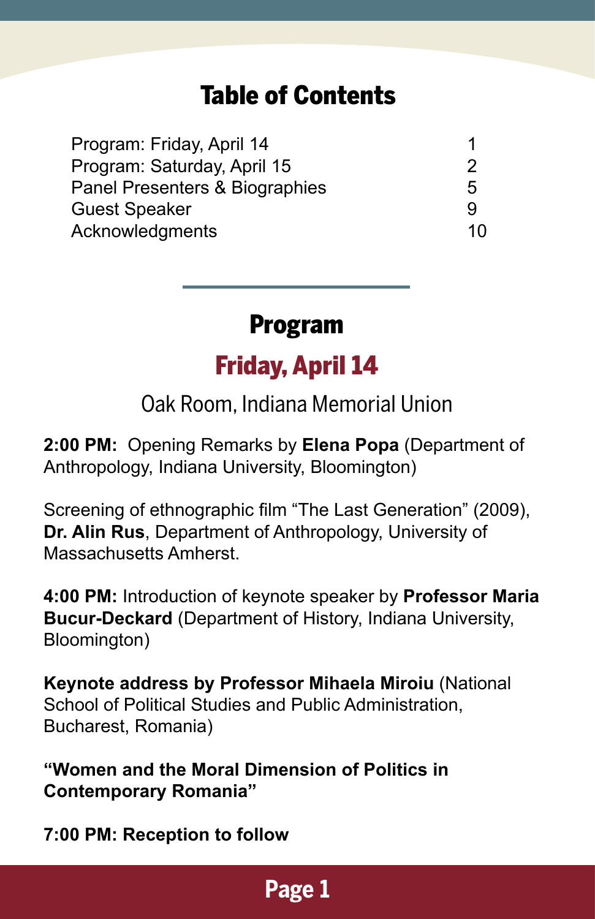## Table of Contents

| | |
|---|---|
| Program: Friday, April 14 | 1 |
| Program: Saturday, April 15 | 2 |
| Panel Presenters & Biographies | 5 |
| Guest Speaker | 9 |
| Acknowledgments | 10 |

# Program

## Friday, April 14

### Oak Room, Indiana Memorial Union

**2:00 PM:** Opening Remarks by **Elena Popa** (Department of Anthropology, Indiana University, Bloomington)

Screening of ethnographic film "The Last Generation" (2009), **Dr. Alin Rus**, Department of Anthropology, University of Massachusetts Amherst.

**4:00 PM:** Introduction of keynote speaker by **Professor Maria Bucur-Deckard** (Department of History, Indiana University, Bloomington)

**Keynote address by Professor Mihaela Miroiu** (National School of Political Studies and Public Administration, Bucharest, Romania)

**"Women and the Moral Dimension of Politics in Contemporary Romania"**

**7:00 PM: Reception to follow**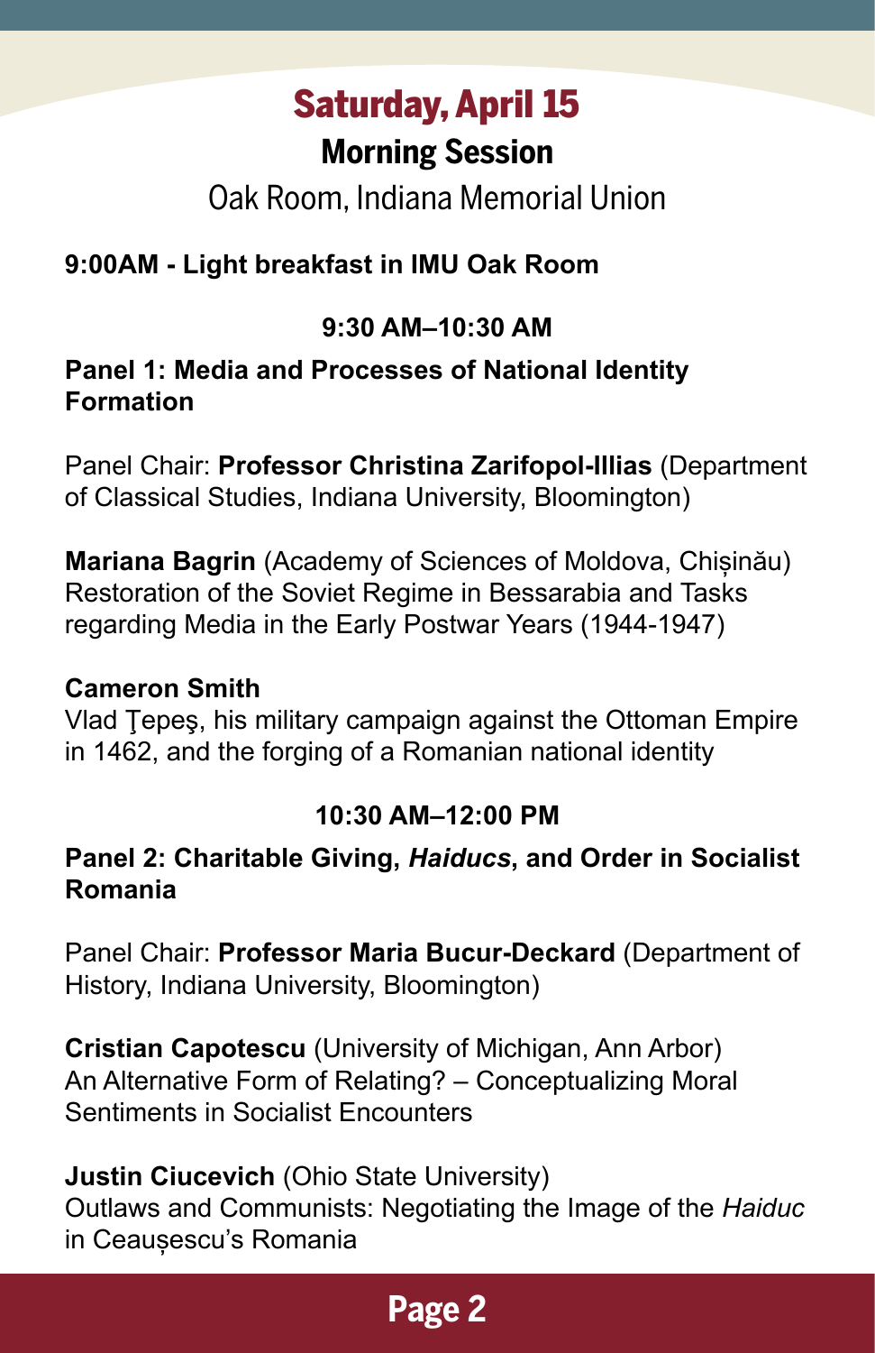# Saturday, April 15

## Morning Session

Oak Room, Indiana Memorial Union

**9:00AM - Light breakfast in IMU Oak Room**

**9:30 AM–10:30 AM**

**Panel 1: Media and Processes of National Identity Formation**

Panel Chair: **Professor Christina Zarifopol-Illias** (Department of Classical Studies, Indiana University, Bloomington)

**Mariana Bagrin** (Academy of Sciences of Moldova, Chișinău)
Restoration of the Soviet Regime in Bessarabia and Tasks regarding Media in the Early Postwar Years (1944-1947)

**Cameron Smith**
Vlad Ţepeş, his military campaign against the Ottoman Empire in 1462, and the forging of a Romanian national identity

**10:30 AM–12:00 PM**

**Panel 2: Charitable Giving, *Haiducs*, and Order in Socialist Romania**

Panel Chair: **Professor Maria Bucur-Deckard** (Department of History, Indiana University, Bloomington)

**Cristian Capotescu** (University of Michigan, Ann Arbor)
An Alternative Form of Relating? – Conceptualizing Moral Sentiments in Socialist Encounters

**Justin Ciucevich** (Ohio State University)
Outlaws and Communists: Negotiating the Image of the *Haiduc* in Ceaușescu's Romania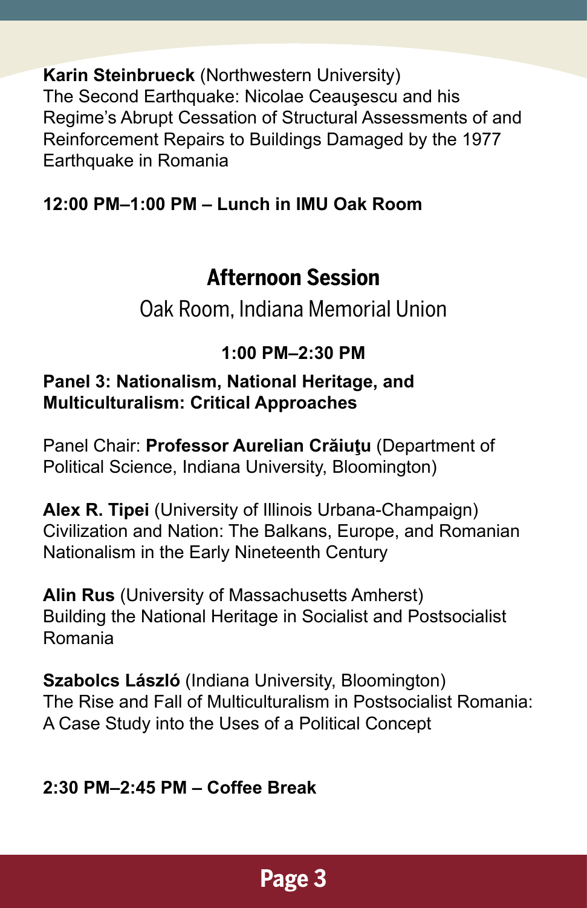**Karin Steinbrueck** (Northwestern University)
The Second Earthquake: Nicolae Ceauşescu and his Regime's Abrupt Cessation of Structural Assessments of and Reinforcement Repairs to Buildings Damaged by the 1977 Earthquake in Romania

**12:00 PM–1:00 PM – Lunch in IMU Oak Room**

## Afternoon Session

### Oak Room, Indiana Memorial Union

**1:00 PM–2:30 PM**

**Panel 3: Nationalism, National Heritage, and Multiculturalism: Critical Approaches**

Panel Chair: **Professor Aurelian Crăiuţu** (Department of Political Science, Indiana University, Bloomington)

**Alex R. Tipei** (University of Illinois Urbana-Champaign)
Civilization and Nation: The Balkans, Europe, and Romanian Nationalism in the Early Nineteenth Century

**Alin Rus** (University of Massachusetts Amherst)
Building the National Heritage in Socialist and Postsocialist Romania

**Szabolcs László** (Indiana University, Bloomington)
The Rise and Fall of Multiculturalism in Postsocialist Romania: A Case Study into the Uses of a Political Concept

**2:30 PM–2:45 PM – Coffee Break**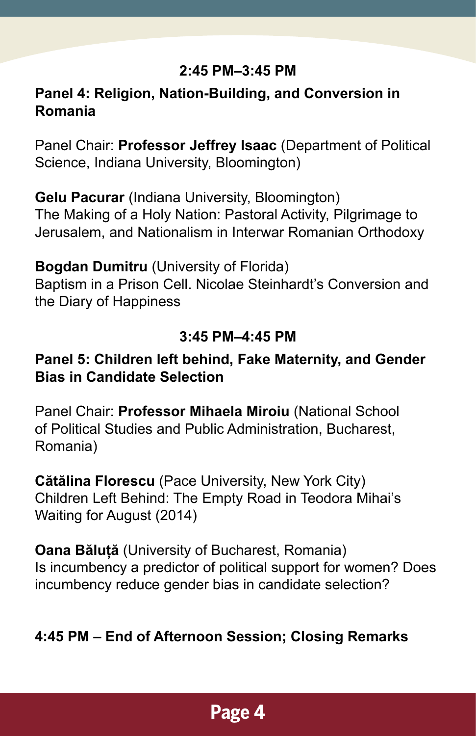**2:45 PM–3:45 PM**

**Panel 4: Religion, Nation-Building, and Conversion in Romania**

Panel Chair: **Professor Jeffrey Isaac** (Department of Political Science, Indiana University, Bloomington)

**Gelu Pacurar** (Indiana University, Bloomington)
The Making of a Holy Nation: Pastoral Activity, Pilgrimage to Jerusalem, and Nationalism in Interwar Romanian Orthodoxy

**Bogdan Dumitru** (University of Florida)
Baptism in a Prison Cell. Nicolae Steinhardt's Conversion and the Diary of Happiness

**3:45 PM–4:45 PM**

**Panel 5: Children left behind, Fake Maternity, and Gender Bias in Candidate Selection**

Panel Chair: **Professor Mihaela Miroiu** (National School of Political Studies and Public Administration, Bucharest, Romania)

**Cătălina Florescu** (Pace University, New York City)
Children Left Behind: The Empty Road in Teodora Mihai's Waiting for August (2014)

**Oana Băluță** (University of Bucharest, Romania)
Is incumbency a predictor of political support for women? Does incumbency reduce gender bias in candidate selection?

**4:45 PM – End of Afternoon Session; Closing Remarks**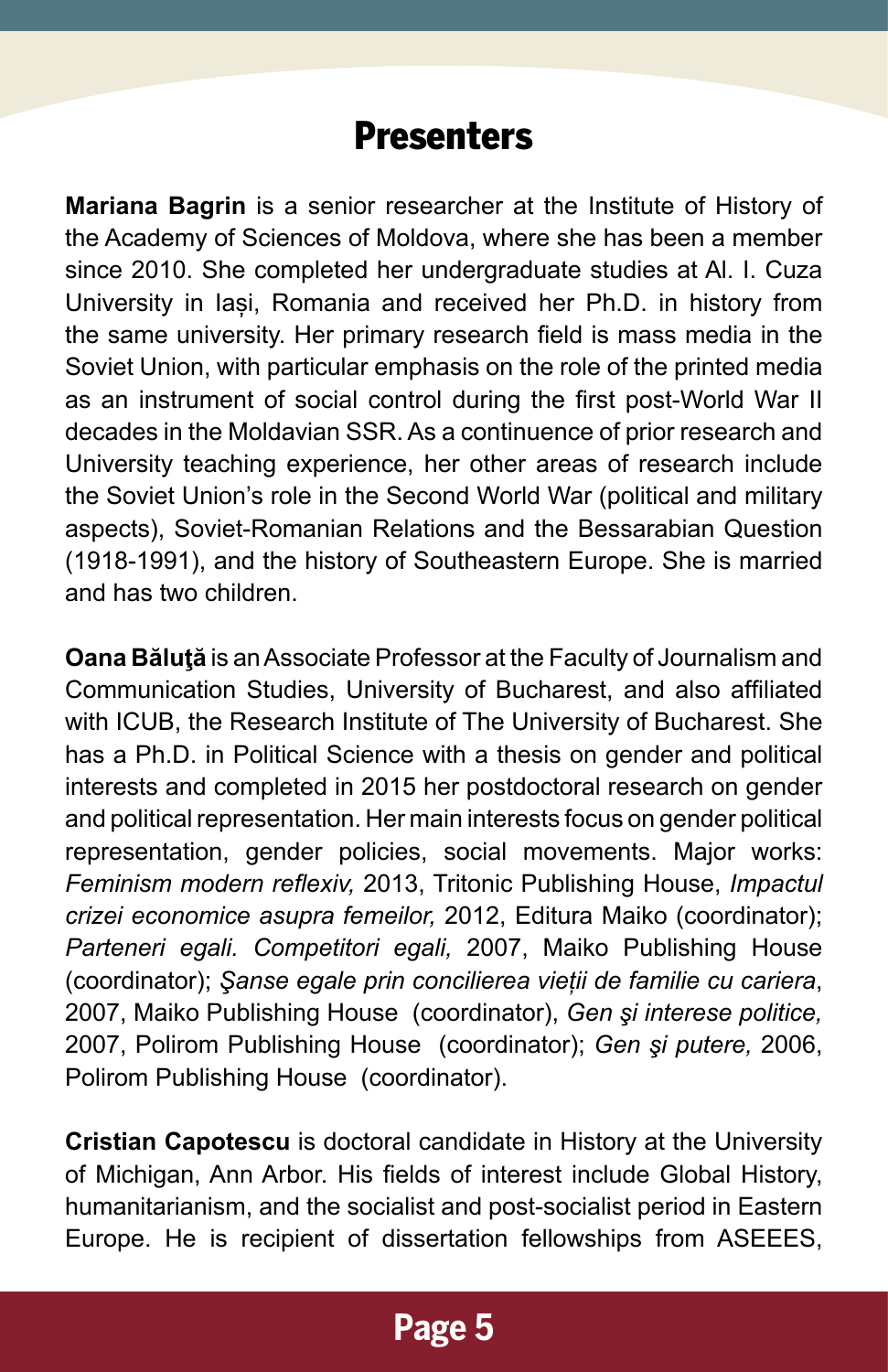# Presenters

**Mariana Bagrin** is a senior researcher at the Institute of History of the Academy of Sciences of Moldova, where she has been a member since 2010. She completed her undergraduate studies at Al. I. Cuza University in Iași, Romania and received her Ph.D. in history from the same university. Her primary research field is mass media in the Soviet Union, with particular emphasis on the role of the printed media as an instrument of social control during the first post-World War II decades in the Moldavian SSR. As a continuence of prior research and University teaching experience, her other areas of research include the Soviet Union's role in the Second World War (political and military aspects), Soviet-Romanian Relations and the Bessarabian Question (1918-1991), and the history of Southeastern Europe. She is married and has two children.

**Oana Băluţă** is an Associate Professor at the Faculty of Journalism and Communication Studies, University of Bucharest, and also affiliated with ICUB, the Research Institute of The University of Bucharest. She has a Ph.D. in Political Science with a thesis on gender and political interests and completed in 2015 her postdoctoral research on gender and political representation. Her main interests focus on gender political representation, gender policies, social movements. Major works: *Feminism modern reflexiv,* 2013, Tritonic Publishing House, *Impactul crizei economice asupra femeilor,* 2012, Editura Maiko (coordinator); *Parteneri egali. Competitori egali,* 2007, Maiko Publishing House (coordinator); *Şanse egale prin concilierea vieții de familie cu cariera*, 2007, Maiko Publishing House (coordinator), *Gen şi interese politice,* 2007, Polirom Publishing House (coordinator); *Gen şi putere,* 2006, Polirom Publishing House (coordinator).

**Cristian Capotescu** is doctoral candidate in History at the University of Michigan, Ann Arbor. His fields of interest include Global History, humanitarianism, and the socialist and post-socialist period in Eastern Europe. He is recipient of dissertation fellowships from ASEEES,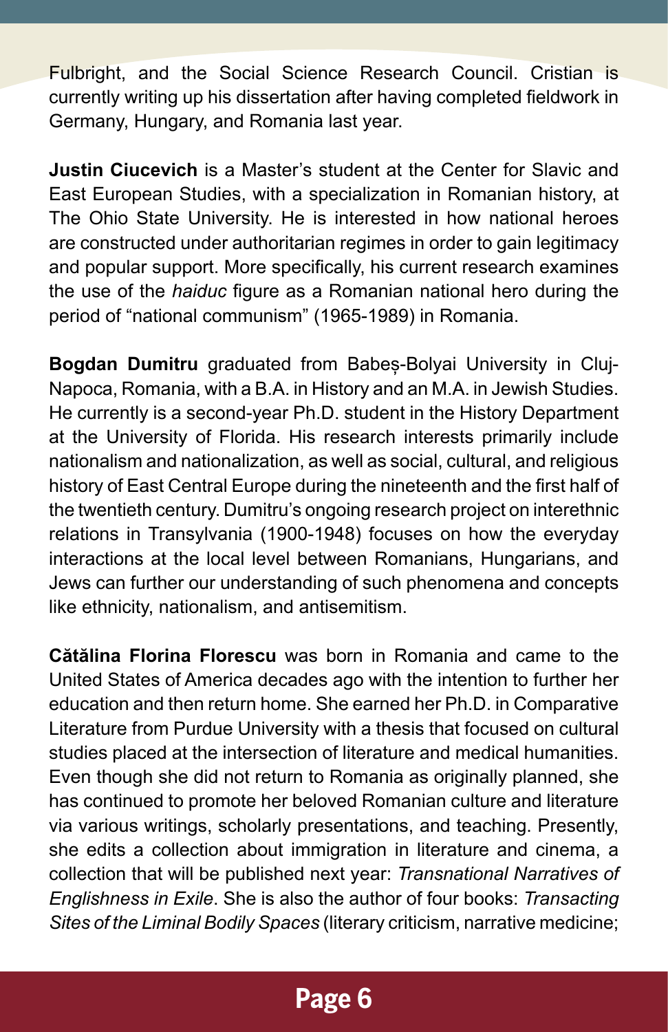Fulbright, and the Social Science Research Council. Cristian is currently writing up his dissertation after having completed fieldwork in Germany, Hungary, and Romania last year.

**Justin Ciucevich** is a Master's student at the Center for Slavic and East European Studies, with a specialization in Romanian history, at The Ohio State University. He is interested in how national heroes are constructed under authoritarian regimes in order to gain legitimacy and popular support. More specifically, his current research examines the use of the *haiduc* figure as a Romanian national hero during the period of "national communism" (1965-1989) in Romania.

**Bogdan Dumitru** graduated from Babeș-Bolyai University in Cluj-Napoca, Romania, with a B.A. in History and an M.A. in Jewish Studies. He currently is a second-year Ph.D. student in the History Department at the University of Florida. His research interests primarily include nationalism and nationalization, as well as social, cultural, and religious history of East Central Europe during the nineteenth and the first half of the twentieth century. Dumitru's ongoing research project on interethnic relations in Transylvania (1900-1948) focuses on how the everyday interactions at the local level between Romanians, Hungarians, and Jews can further our understanding of such phenomena and concepts like ethnicity, nationalism, and antisemitism.

**Cătălina Florina Florescu** was born in Romania and came to the United States of America decades ago with the intention to further her education and then return home. She earned her Ph.D. in Comparative Literature from Purdue University with a thesis that focused on cultural studies placed at the intersection of literature and medical humanities. Even though she did not return to Romania as originally planned, she has continued to promote her beloved Romanian culture and literature via various writings, scholarly presentations, and teaching. Presently, she edits a collection about immigration in literature and cinema, a collection that will be published next year: *Transnational Narratives of Englishness in Exile*. She is also the author of four books: *Transacting Sites of the Liminal Bodily Spaces* (literary criticism, narrative medicine;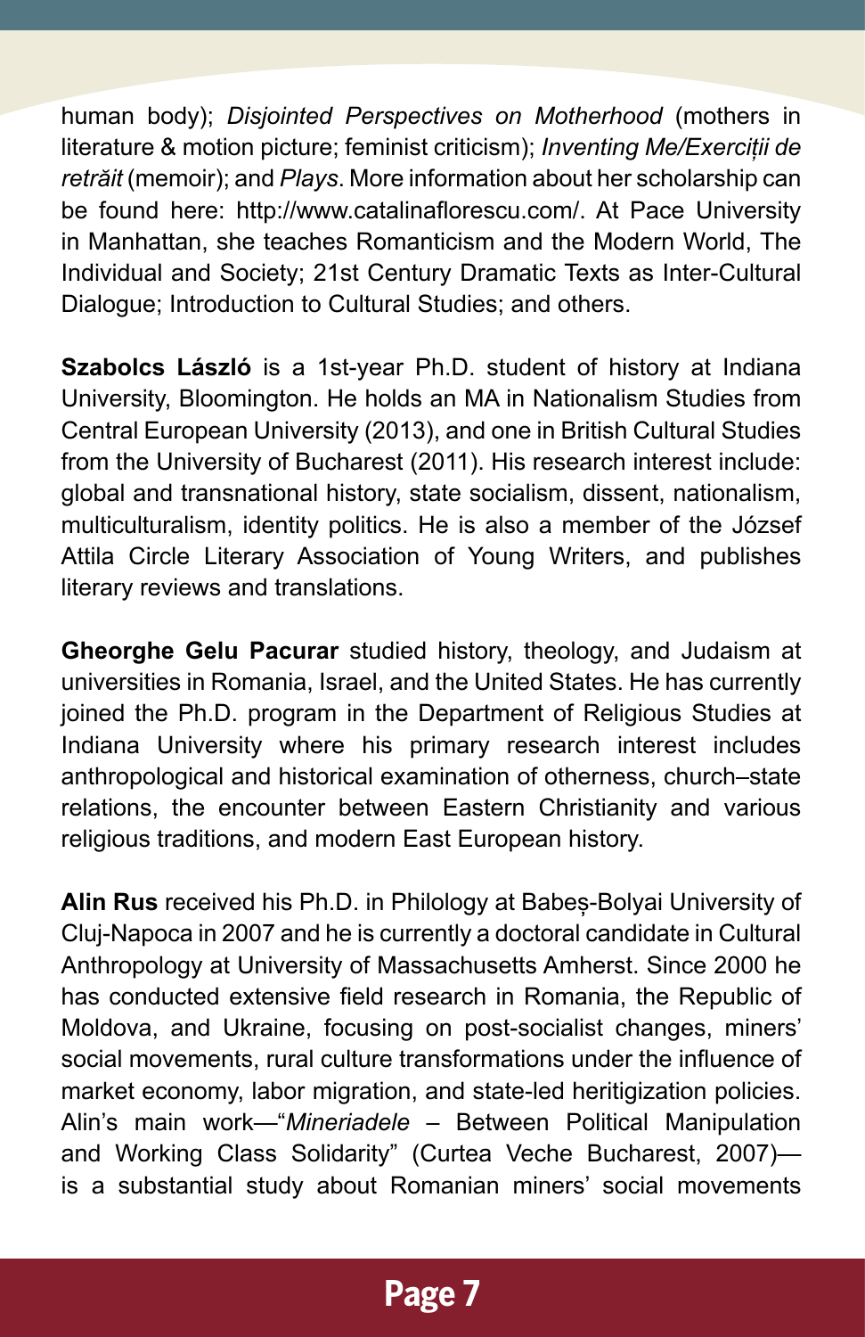human body); *Disjointed Perspectives on Motherhood* (mothers in literature & motion picture; feminist criticism); *Inventing Me/Exerciții de retrăit* (memoir); and *Plays*. More information about her scholarship can be found here: http://www.catalinaflorescu.com/. At Pace University in Manhattan, she teaches Romanticism and the Modern World, The Individual and Society; 21st Century Dramatic Texts as Inter-Cultural Dialogue; Introduction to Cultural Studies; and others.

**Szabolcs László** is a 1st-year Ph.D. student of history at Indiana University, Bloomington. He holds an MA in Nationalism Studies from Central European University (2013), and one in British Cultural Studies from the University of Bucharest (2011). His research interest include: global and transnational history, state socialism, dissent, nationalism, multiculturalism, identity politics. He is also a member of the József Attila Circle Literary Association of Young Writers, and publishes literary reviews and translations.

**Gheorghe Gelu Pacurar** studied history, theology, and Judaism at universities in Romania, Israel, and the United States. He has currently joined the Ph.D. program in the Department of Religious Studies at Indiana University where his primary research interest includes anthropological and historical examination of otherness, church–state relations, the encounter between Eastern Christianity and various religious traditions, and modern East European history.

**Alin Rus** received his Ph.D. in Philology at Babeș-Bolyai University of Cluj-Napoca in 2007 and he is currently a doctoral candidate in Cultural Anthropology at University of Massachusetts Amherst. Since 2000 he has conducted extensive field research in Romania, the Republic of Moldova, and Ukraine, focusing on post-socialist changes, miners' social movements, rural culture transformations under the influence of market economy, labor migration, and state-led heritigization policies. Alin's main work—"*Mineriadele* – Between Political Manipulation and Working Class Solidarity" (Curtea Veche Bucharest, 2007)—is a substantial study about Romanian miners' social movements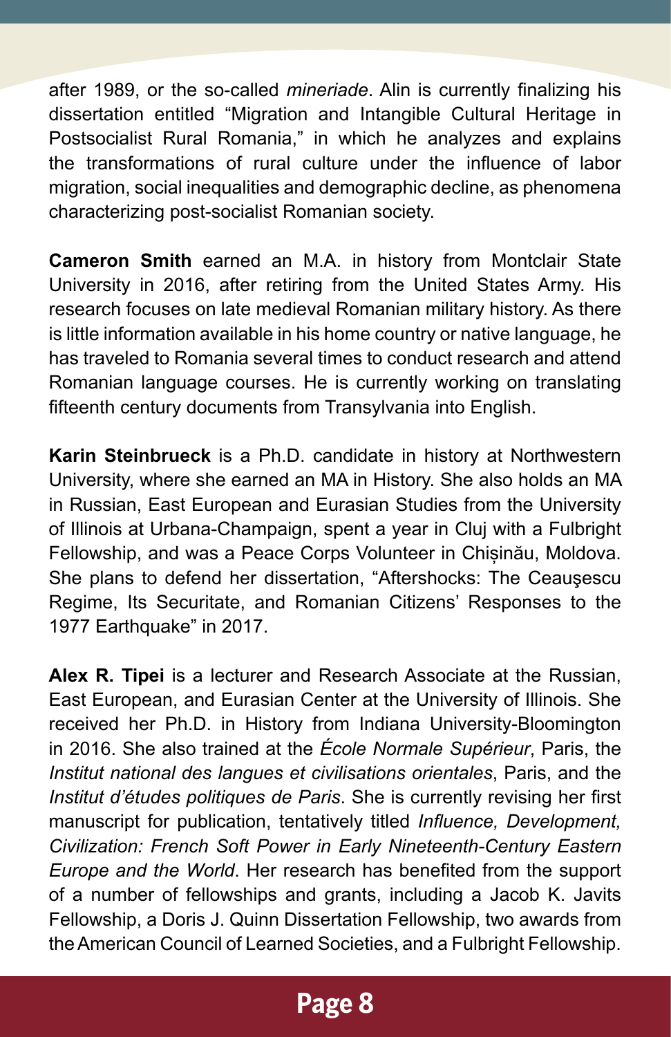after 1989, or the so-called *mineriade*. Alin is currently finalizing his dissertation entitled "Migration and Intangible Cultural Heritage in Postsocialist Rural Romania," in which he analyzes and explains the transformations of rural culture under the influence of labor migration, social inequalities and demographic decline, as phenomena characterizing post-socialist Romanian society.

**Cameron Smith** earned an M.A. in history from Montclair State University in 2016, after retiring from the United States Army. His research focuses on late medieval Romanian military history. As there is little information available in his home country or native language, he has traveled to Romania several times to conduct research and attend Romanian language courses. He is currently working on translating fifteenth century documents from Transylvania into English.

**Karin Steinbrueck** is a Ph.D. candidate in history at Northwestern University, where she earned an MA in History. She also holds an MA in Russian, East European and Eurasian Studies from the University of Illinois at Urbana-Champaign, spent a year in Cluj with a Fulbright Fellowship, and was a Peace Corps Volunteer in Chișinău, Moldova. She plans to defend her dissertation, "Aftershocks: The Ceauşescu Regime, Its Securitate, and Romanian Citizens' Responses to the 1977 Earthquake" in 2017.

**Alex R. Tipei** is a lecturer and Research Associate at the Russian, East European, and Eurasian Center at the University of Illinois. She received her Ph.D. in History from Indiana University-Bloomington in 2016. She also trained at the *École Normale Supérieur*, Paris, the *Institut national des langues et civilisations orientales*, Paris, and the *Institut d'études politiques de Paris*. She is currently revising her first manuscript for publication, tentatively titled *Influence, Development, Civilization: French Soft Power in Early Nineteenth-Century Eastern Europe and the World*. Her research has benefited from the support of a number of fellowships and grants, including a Jacob K. Javits Fellowship, a Doris J. Quinn Dissertation Fellowship, two awards from the American Council of Learned Societies, and a Fulbright Fellowship.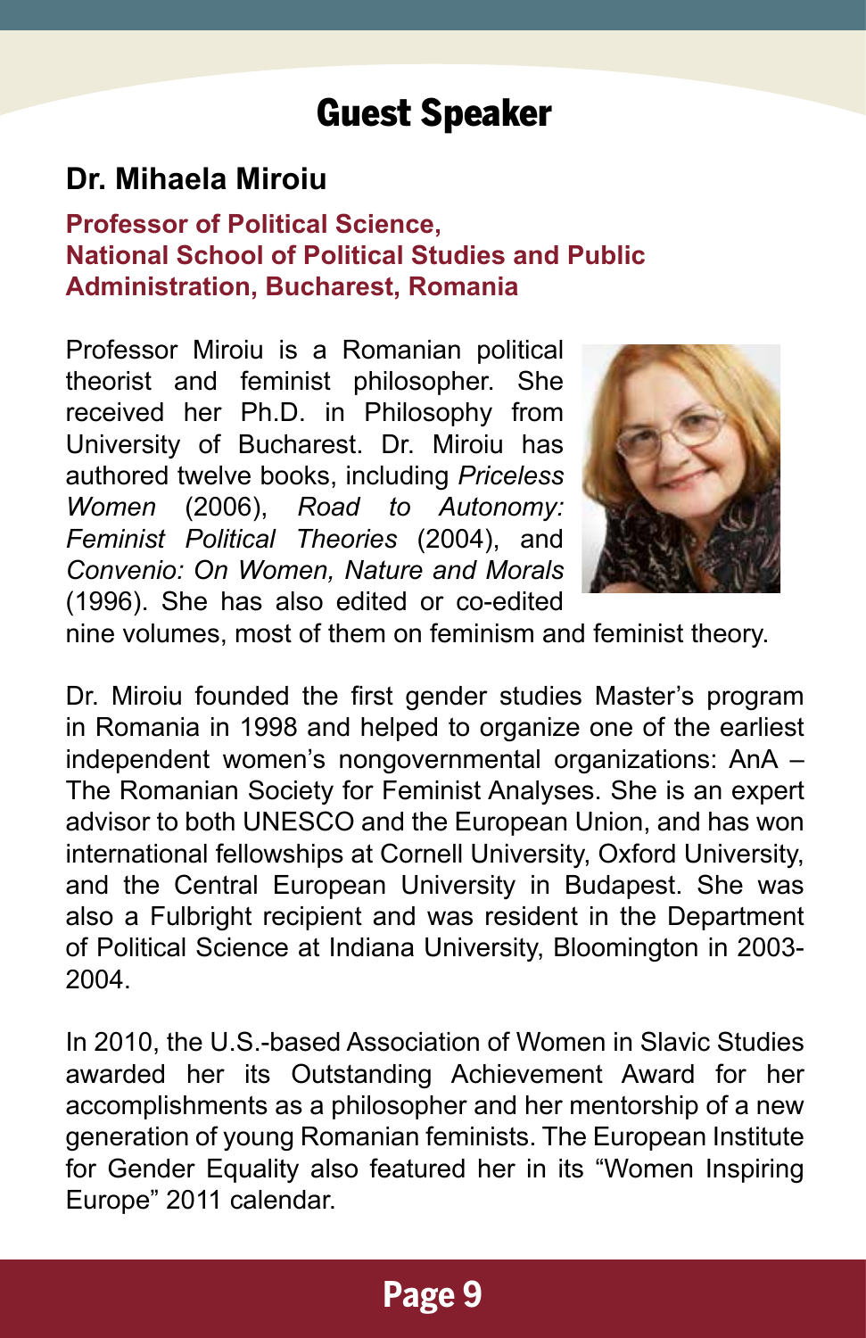# Guest Speaker

## Dr. Mihaela Miroiu

**Professor of Political Science, National School of Political Studies and Public Administration, Bucharest, Romania**

Professor Miroiu is a Romanian political theorist and feminist philosopher. She received her Ph.D. in Philosophy from University of Bucharest. Dr. Miroiu has authored twelve books, including *Priceless Women* (2006), *Road to Autonomy: Feminist Political Theories* (2004), and *Convenio: On Women, Nature and Morals* (1996). She has also edited or co-edited nine volumes, most of them on feminism and feminist theory.

Dr. Miroiu founded the first gender studies Master's program in Romania in 1998 and helped to organize one of the earliest independent women's nongovernmental organizations: AnA – The Romanian Society for Feminist Analyses. She is an expert advisor to both UNESCO and the European Union, and has won international fellowships at Cornell University, Oxford University, and the Central European University in Budapest. She was also a Fulbright recipient and was resident in the Department of Political Science at Indiana University, Bloomington in 2003-2004.

In 2010, the U.S.-based Association of Women in Slavic Studies awarded her its Outstanding Achievement Award for her accomplishments as a philosopher and her mentorship of a new generation of young Romanian feminists. The European Institute for Gender Equality also featured her in its "Women Inspiring Europe" 2011 calendar.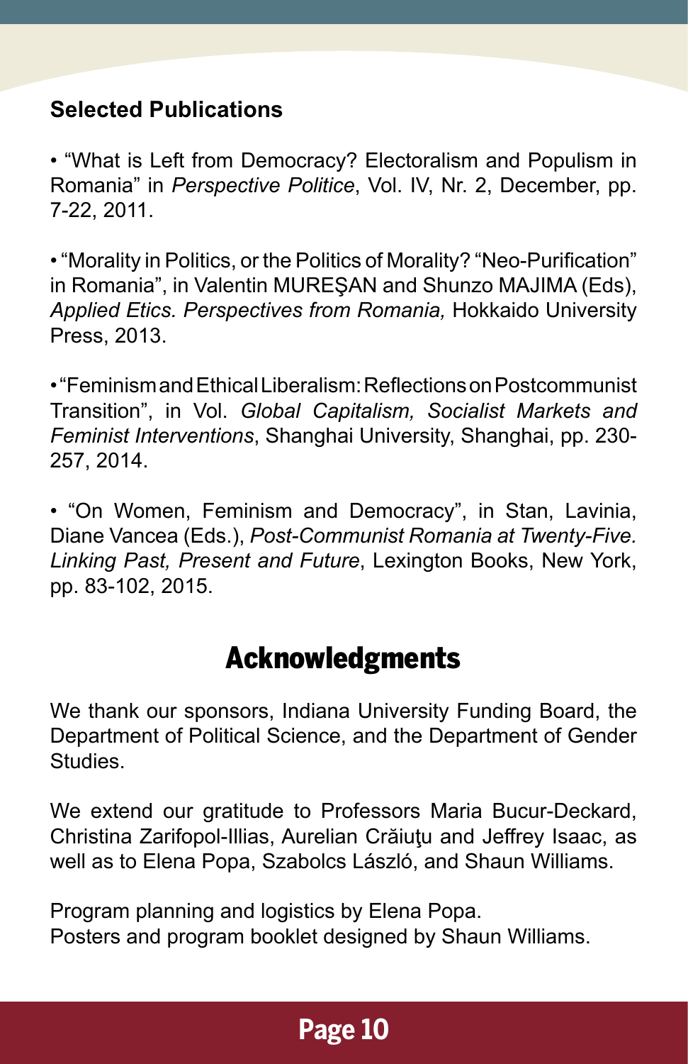### Selected Publications

- "What is Left from Democracy? Electoralism and Populism in Romania" in *Perspective Politice*, Vol. IV, Nr. 2, December, pp. 7-22, 2011.

- "Morality in Politics, or the Politics of Morality? "Neo-Purification" in Romania", in Valentin MUREŞAN and Shunzo MAJIMA (Eds), *Applied Etics. Perspectives from Romania,* Hokkaido University Press, 2013.

- "Feminism and Ethical Liberalism: Reflections on Postcommunist Transition", in Vol. *Global Capitalism, Socialist Markets and Feminist Interventions*, Shanghai University, Shanghai, pp. 230-257, 2014.

- "On Women, Feminism and Democracy", in Stan, Lavinia, Diane Vancea (Eds.), *Post-Communist Romania at Twenty-Five. Linking Past, Present and Future*, Lexington Books, New York, pp. 83-102, 2015.

## Acknowledgments

We thank our sponsors, Indiana University Funding Board, the Department of Political Science, and the Department of Gender Studies.

We extend our gratitude to Professors Maria Bucur-Deckard, Christina Zarifopol-Illias, Aurelian Crăiuţu and Jeffrey Isaac, as well as to Elena Popa, Szabolcs László, and Shaun Williams.

Program planning and logistics by Elena Popa.
Posters and program booklet designed by Shaun Williams.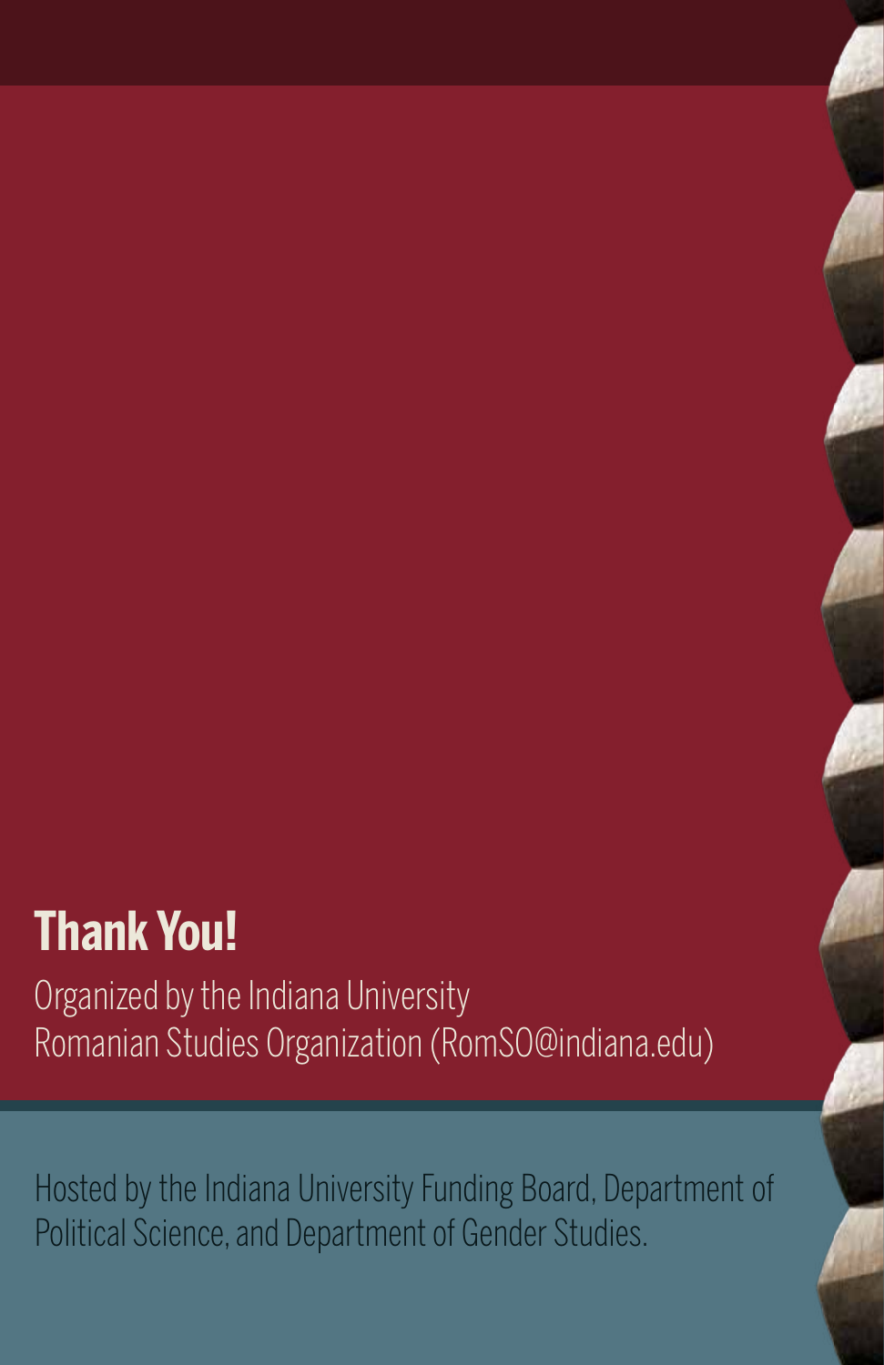## Thank You!

Organized by the Indiana University Romanian Studies Organization (RomSO@indiana.edu)

Hosted by the Indiana University Funding Board, Department of Political Science, and Department of Gender Studies.